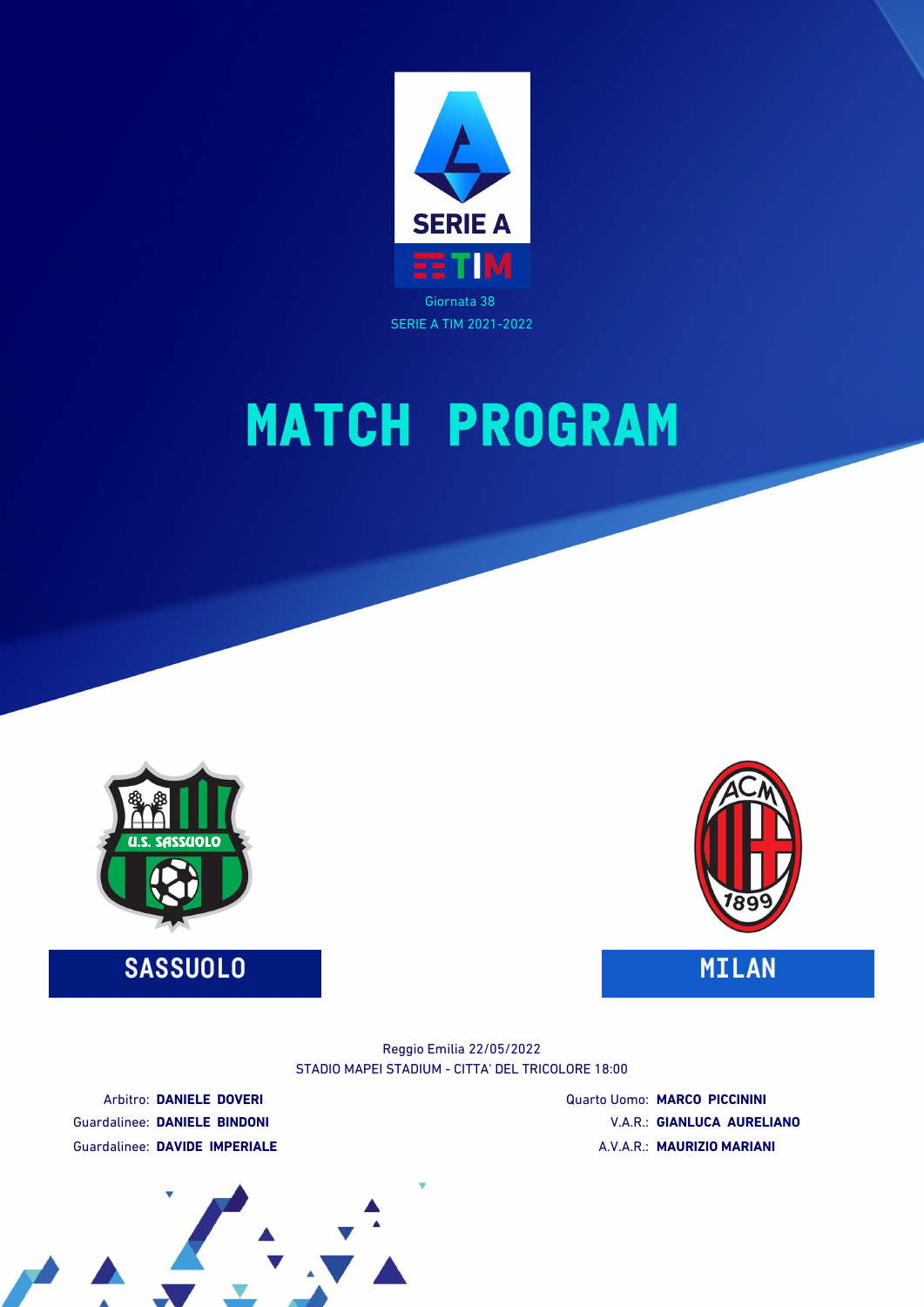Giornata 38

SERIE A TIM 2021-2022

# MATCH PROGRAM

**SASSUOLO** — **MILAN**

Reggio Emilia 22/05/2022

STADIO MAPEI STADIUM - CITTA' DEL TRICOLORE 18:00

Arbitro: **DANIELE DOVERI**

Guardalinee: **DANIELE BINDONI**

Guardalinee: **DAVIDE IMPERIALE**

Quarto Uomo: **MARCO PICCININI**

V.A.R.: **GIANLUCA AURELIANO**

A.V.A.R.: **MAURIZIO MARIANI**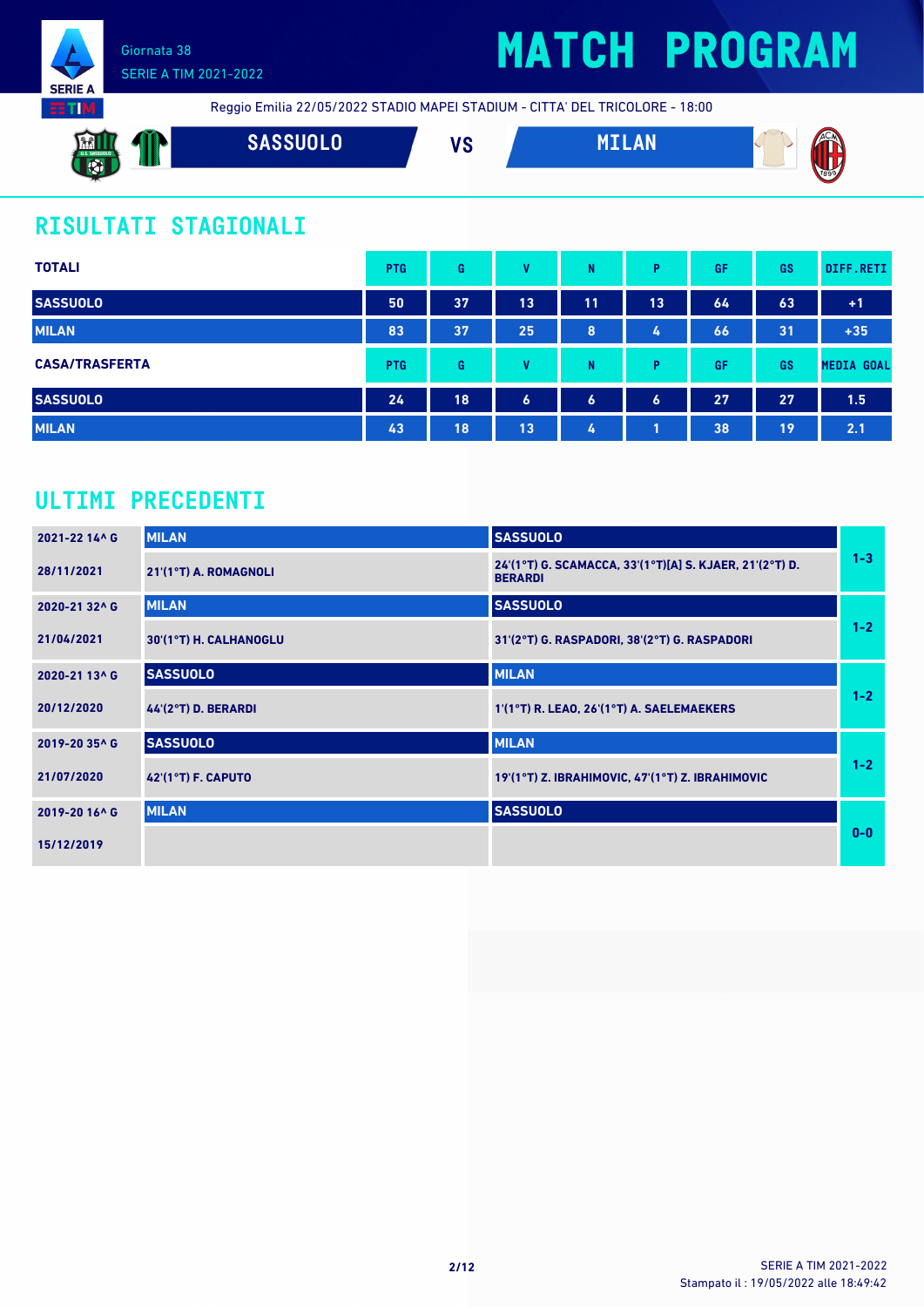Giornata 38
SERIE A TIM 2021-2022

# MATCH PROGRAM

Reggio Emilia 22/05/2022 STADIO MAPEI STADIUM - CITTA' DEL TRICOLORE - 18:00

**SASSUOLO** VS **MILAN**

## RISULTATI STAGIONALI

| TOTALI | PTG | G | V | N | P | GF | GS | DIFF.RETI |
|---|---|---|---|---|---|---|---|---|
| SASSUOLO | 50 | 37 | 13 | 11 | 13 | 64 | 63 | +1 |
| MILAN | 83 | 37 | 25 | 8 | 4 | 66 | 31 | +35 |

| CASA/TRASFERTA | PTG | G | V | N | P | GF | GS | MEDIA GOAL |
|---|---|---|---|---|---|---|---|---|
| SASSUOLO | 24 | 18 | 6 | 6 | 6 | 27 | 27 | 1.5 |
| MILAN | 43 | 18 | 13 | 4 | 1 | 38 | 19 | 2.1 |

## ULTIMI PRECEDENTI

| Giornata | Casa | Trasferta | Risultato |
|---|---|---|---|
| 2021-22 14^ G | MILAN | SASSUOLO | 1-3 |
| 28/11/2021 | 21'(1°T) A. ROMAGNOLI | 24'(1°T) G. SCAMACCA, 33'(1°T)[A] S. KJAER, 21'(2°T) D. BERARDI | |
| 2020-21 32^ G | MILAN | SASSUOLO | 1-2 |
| 21/04/2021 | 30'(1°T) H. CALHANOGLU | 31'(2°T) G. RASPADORI, 38'(2°T) G. RASPADORI | |
| 2020-21 13^ G | SASSUOLO | MILAN | 1-2 |
| 20/12/2020 | 44'(2°T) D. BERARDI | 1'(1°T) R. LEAO, 26'(1°T) A. SAELEMAEKERS | |
| 2019-20 35^ G | SASSUOLO | MILAN | 1-2 |
| 21/07/2020 | 42'(1°T) F. CAPUTO | 19'(1°T) Z. IBRAHIMOVIC, 47'(1°T) Z. IBRAHIMOVIC | |
| 2019-20 16^ G | MILAN | SASSUOLO | 0-0 |
| 15/12/2019 | | | |

SERIE A TIM 2021-2022
Stampato il : 19/05/2022 alle 18:49:42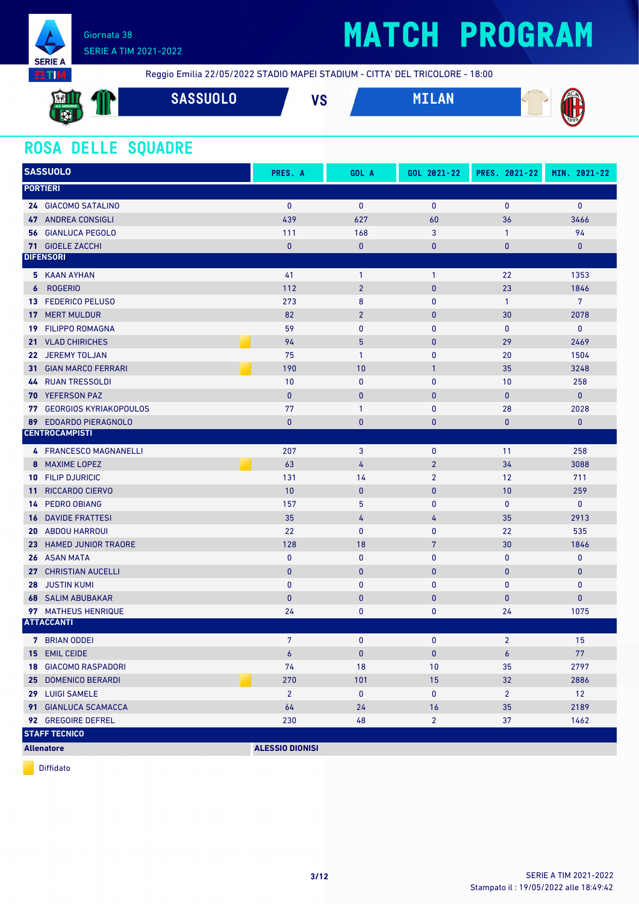# MATCH PROGRAM

Giornata 38
SERIE A TIM 2021-2022

Reggio Emilia 22/05/2022 STADIO MAPEI STADIUM - CITTA' DEL TRICOLORE - 18:00

**SASSUOLO** VS **MILAN**

## ROSA DELLE SQUADRE

| SASSUOLO | PRES. A | GOL A | GOL 2021-22 | PRES. 2021-22 | MIN. 2021-22 |
|---|---|---|---|---|---|
| **PORTIERI** | | | | | |
| 24 GIACOMO SATALINO | 0 | 0 | 0 | 0 | 0 |
| 47 ANDREA CONSIGLI | 439 | 627 | 60 | 36 | 3466 |
| 56 GIANLUCA PEGOLO | 111 | 168 | 3 | 1 | 94 |
| 71 GIOELE ZACCHI | 0 | 0 | 0 | 0 | 0 |
| **DIFENSORI** | | | | | |
| 5 KAAN AYHAN | 41 | 1 | 1 | 22 | 1353 |
| 6 ROGERIO | 112 | 2 | 0 | 23 | 1846 |
| 13 FEDERICO PELUSO | 273 | 8 | 0 | 1 | 7 |
| 17 MERT MULDUR | 82 | 2 | 0 | 30 | 2078 |
| 19 FILIPPO ROMAGNA | 59 | 0 | 0 | 0 | 0 |
| 21 VLAD CHIRICHES (Diffidato) | 94 | 5 | 0 | 29 | 2469 |
| 22 JEREMY TOLJAN | 75 | 1 | 0 | 20 | 1504 |
| 31 GIAN MARCO FERRARI (Diffidato) | 190 | 10 | 1 | 35 | 3248 |
| 44 RUAN TRESSOLDI | 10 | 0 | 0 | 10 | 258 |
| 70 YEFERSON PAZ | 0 | 0 | 0 | 0 | 0 |
| 77 GEORGIOS KYRIAKOPOULOS | 77 | 1 | 0 | 28 | 2028 |
| 89 EDOARDO PIERAGNOLO | 0 | 0 | 0 | 0 | 0 |
| **CENTROCAMPISTI** | | | | | |
| 4 FRANCESCO MAGNANELLI | 207 | 3 | 0 | 11 | 258 |
| 8 MAXIME LOPEZ (Diffidato) | 63 | 4 | 2 | 34 | 3088 |
| 10 FILIP DJURICIC | 131 | 14 | 2 | 12 | 711 |
| 11 RICCARDO CIERVO | 10 | 0 | 0 | 10 | 259 |
| 14 PEDRO OBIANG | 157 | 5 | 0 | 0 | 0 |
| 16 DAVIDE FRATTESI | 35 | 4 | 4 | 35 | 2913 |
| 20 ABDOU HARROUI | 22 | 0 | 0 | 22 | 535 |
| 23 HAMED JUNIOR TRAORE | 128 | 18 | 7 | 30 | 1846 |
| 26 ASAN MATA | 0 | 0 | 0 | 0 | 0 |
| 27 CHRISTIAN AUCELLI | 0 | 0 | 0 | 0 | 0 |
| 28 JUSTIN KUMI | 0 | 0 | 0 | 0 | 0 |
| 68 SALIM ABUBAKAR | 0 | 0 | 0 | 0 | 0 |
| 97 MATHEUS HENRIQUE | 24 | 0 | 0 | 24 | 1075 |
| **ATTACCANTI** | | | | | |
| 7 BRIAN ODDEI | 7 | 0 | 0 | 2 | 15 |
| 15 EMIL CEIDE | 6 | 0 | 0 | 6 | 77 |
| 18 GIACOMO RASPADORI | 74 | 18 | 10 | 35 | 2797 |
| 25 DOMENICO BERARDI (Diffidato) | 270 | 101 | 15 | 32 | 2886 |
| 29 LUIGI SAMELE | 2 | 0 | 0 | 2 | 12 |
| 91 GIANLUCA SCAMACCA | 64 | 24 | 16 | 35 | 2189 |
| 92 GREGOIRE DEFREL | 230 | 48 | 2 | 37 | 1462 |
| **STAFF TECNICO** | | | | | |
| **Allenatore** | **ALESSIO DIONISI** | | | | |

Diffidato

SERIE A TIM 2021-2022
Stampato il : 19/05/2022 alle 18:49:42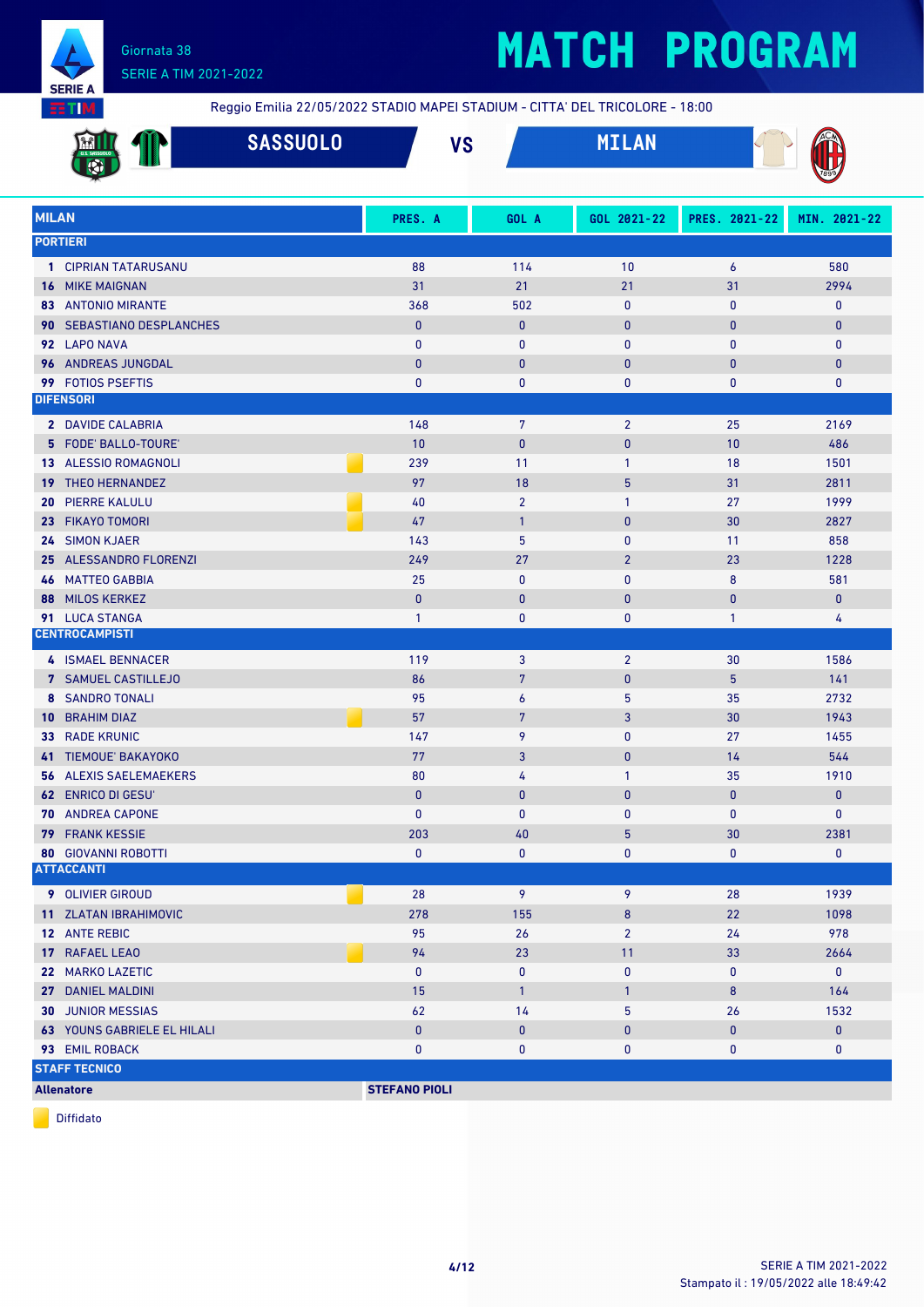Giornata 38

SERIE A TIM 2021-2022

# MATCH PROGRAM

Reggio Emilia 22/05/2022 STADIO MAPEI STADIUM - CITTA' DEL TRICOLORE - 18:00

## SASSUOLO VS MILAN

| MILAN | PRES. A | GOL A | GOL 2021-22 | PRES. 2021-22 | MIN. 2021-22 |
|---|---|---|---|---|---|
| **PORTIERI** | | | | | |
| 1 CIPRIAN TATARUSANU | 88 | 114 | 10 | 6 | 580 |
| 16 MIKE MAIGNAN | 31 | 21 | 21 | 31 | 2994 |
| 83 ANTONIO MIRANTE | 368 | 502 | 0 | 0 | 0 |
| 90 SEBASTIANO DESPLANCHES | 0 | 0 | 0 | 0 | 0 |
| 92 LAPO NAVA | 0 | 0 | 0 | 0 | 0 |
| 96 ANDREAS JUNGDAL | 0 | 0 | 0 | 0 | 0 |
| 99 FOTIOS PSEFTIS | 0 | 0 | 0 | 0 | 0 |
| **DIFENSORI** | | | | | |
| 2 DAVIDE CALABRIA | 148 | 7 | 2 | 25 | 2169 |
| 5 FODE' BALLO-TOURE' | 10 | 0 | 0 | 10 | 486 |
| 13 ALESSIO ROMAGNOLI (Diffidato) | 239 | 11 | 1 | 18 | 1501 |
| 19 THEO HERNANDEZ | 97 | 18 | 5 | 31 | 2811 |
| 20 PIERRE KALULU (Diffidato) | 40 | 2 | 1 | 27 | 1999 |
| 23 FIKAYO TOMORI (Diffidato) | 47 | 1 | 0 | 30 | 2827 |
| 24 SIMON KJAER | 143 | 5 | 0 | 11 | 858 |
| 25 ALESSANDRO FLORENZI | 249 | 27 | 2 | 23 | 1228 |
| 46 MATTEO GABBIA | 25 | 0 | 0 | 8 | 581 |
| 88 MILOS KERKEZ | 0 | 0 | 0 | 0 | 0 |
| 91 LUCA STANGA | 1 | 0 | 0 | 1 | 4 |
| **CENTROCAMPISTI** | | | | | |
| 4 ISMAEL BENNACER | 119 | 3 | 2 | 30 | 1586 |
| 7 SAMUEL CASTILLEJO | 86 | 7 | 0 | 5 | 141 |
| 8 SANDRO TONALI | 95 | 6 | 5 | 35 | 2732 |
| 10 BRAHIM DIAZ (Diffidato) | 57 | 7 | 3 | 30 | 1943 |
| 33 RADE KRUNIC | 147 | 9 | 0 | 27 | 1455 |
| 41 TIEMOUE' BAKAYOKO | 77 | 3 | 0 | 14 | 544 |
| 56 ALEXIS SAELEMAEKERS | 80 | 4 | 1 | 35 | 1910 |
| 62 ENRICO DI GESU' | 0 | 0 | 0 | 0 | 0 |
| 70 ANDREA CAPONE | 0 | 0 | 0 | 0 | 0 |
| 79 FRANK KESSIE | 203 | 40 | 5 | 30 | 2381 |
| 80 GIOVANNI ROBOTTI | 0 | 0 | 0 | 0 | 0 |
| **ATTACCANTI** | | | | | |
| 9 OLIVIER GIROUD (Diffidato) | 28 | 9 | 9 | 28 | 1939 |
| 11 ZLATAN IBRAHIMOVIC | 278 | 155 | 8 | 22 | 1098 |
| 12 ANTE REBIC | 95 | 26 | 2 | 24 | 978 |
| 17 RAFAEL LEAO (Diffidato) | 94 | 23 | 11 | 33 | 2664 |
| 22 MARKO LAZETIC | 0 | 0 | 0 | 0 | 0 |
| 27 DANIEL MALDINI | 15 | 1 | 1 | 8 | 164 |
| 30 JUNIOR MESSIAS | 62 | 14 | 5 | 26 | 1532 |
| 63 YOUNS GABRIELE EL HILALI | 0 | 0 | 0 | 0 | 0 |
| 93 EMIL ROBACK | 0 | 0 | 0 | 0 | 0 |
| **STAFF TECNICO** | | | | | |
| **Allenatore** | **STEFANO PIOLI** | | | | |

Diffidato

Stampato il : 19/05/2022 alle 18:49:42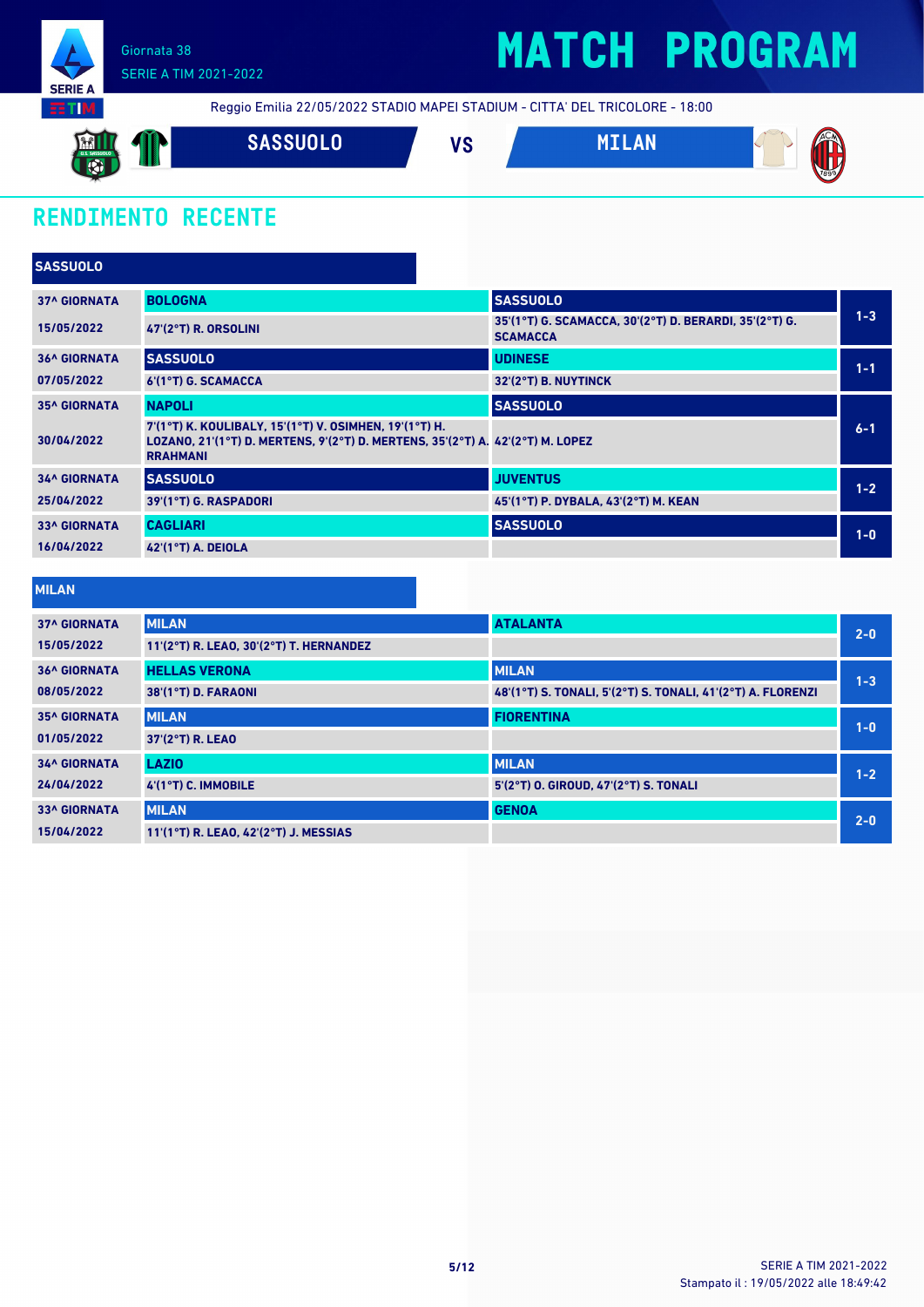# MATCH PROGRAM

Giornata 38
SERIE A TIM 2021-2022

Reggio Emilia 22/05/2022 STADIO MAPEI STADIUM - CITTA' DEL TRICOLORE - 18:00

**SASSUOLO** VS **MILAN**

## RENDIMENTO RECENTE

### SASSUOLO

| Giornata | Casa | Trasferta | Risultato |
|---|---|---|---|
| 37^ GIORNATA<br>15/05/2022 | **BOLOGNA**<br>47'(2°T) R. ORSOLINI | **SASSUOLO**<br>35'(1°T) G. SCAMACCA, 30'(2°T) D. BERARDI, 35'(2°T) G. SCAMACCA | 1-3 |
| 36^ GIORNATA<br>07/05/2022 | **SASSUOLO**<br>6'(1°T) G. SCAMACCA | **UDINESE**<br>32'(2°T) B. NUYTINCK | 1-1 |
| 35^ GIORNATA<br>30/04/2022 | **NAPOLI**<br>7'(1°T) K. KOULIBALY, 15'(1°T) V. OSIMHEN, 19'(1°T) H. LOZANO, 21'(1°T) D. MERTENS, 9'(2°T) D. MERTENS, 35'(2°T) A. RRAHMANI | **SASSUOLO**<br>42'(2°T) M. LOPEZ | 6-1 |
| 34^ GIORNATA<br>25/04/2022 | **SASSUOLO**<br>39'(1°T) G. RASPADORI | **JUVENTUS**<br>45'(1°T) P. DYBALA, 43'(2°T) M. KEAN | 1-2 |
| 33^ GIORNATA<br>16/04/2022 | **CAGLIARI**<br>42'(1°T) A. DEIOLA | **SASSUOLO** | 1-0 |

### MILAN

| Giornata | Casa | Trasferta | Risultato |
|---|---|---|---|
| 37^ GIORNATA<br>15/05/2022 | **MILAN**<br>11'(2°T) R. LEAO, 30'(2°T) T. HERNANDEZ | **ATALANTA** | 2-0 |
| 36^ GIORNATA<br>08/05/2022 | **HELLAS VERONA**<br>38'(1°T) D. FARAONI | **MILAN**<br>48'(1°T) S. TONALI, 5'(2°T) S. TONALI, 41'(2°T) A. FLORENZI | 1-3 |
| 35^ GIORNATA<br>01/05/2022 | **MILAN**<br>37'(2°T) R. LEAO | **FIORENTINA** | 1-0 |
| 34^ GIORNATA<br>24/04/2022 | **LAZIO**<br>4'(1°T) C. IMMOBILE | **MILAN**<br>5'(2°T) O. GIROUD, 47'(2°T) S. TONALI | 1-2 |
| 33^ GIORNATA<br>15/04/2022 | **MILAN**<br>11'(1°T) R. LEAO, 42'(2°T) J. MESSIAS | **GENOA** | 2-0 |

Stampato il : 19/05/2022 alle 18:49:42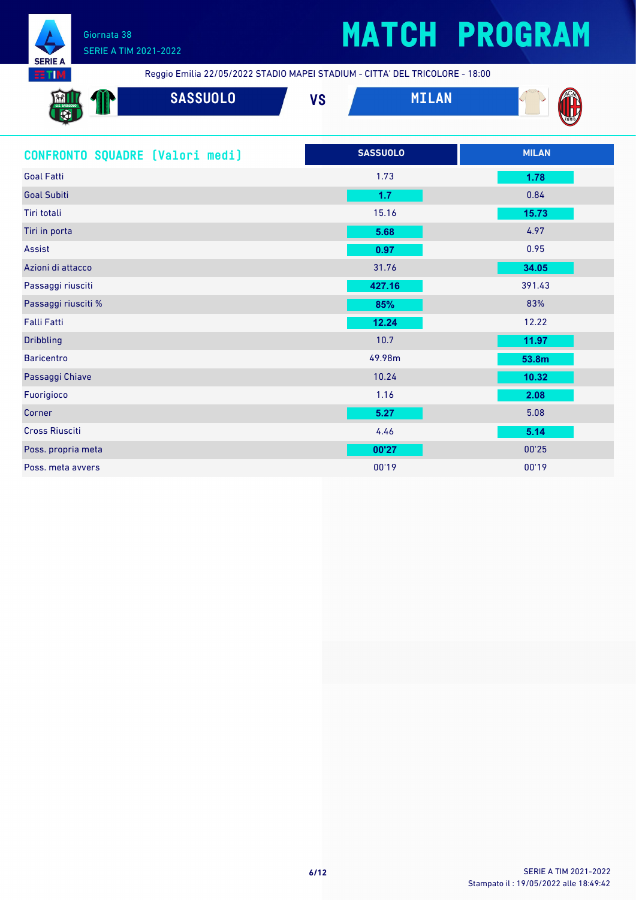# MATCH PROGRAM

Giornata 38
SERIE A TIM 2021-2022

Reggio Emilia 22/05/2022 STADIO MAPEI STADIUM - CITTA' DEL TRICOLORE - 18:00

**SASSUOLO** VS **MILAN**

## CONFRONTO SQUADRE [Valori medi]

| | SASSUOLO | MILAN |
|---|---|---|
| Goal Fatti | 1.73 | **1.78** |
| Goal Subiti | **1.7** | 0.84 |
| Tiri totali | 15.16 | **15.73** |
| Tiri in porta | **5.68** | 4.97 |
| Assist | **0.97** | 0.95 |
| Azioni di attacco | 31.76 | **34.05** |
| Passaggi riusciti | **427.16** | 391.43 |
| Passaggi riusciti % | **85%** | 83% |
| Falli Fatti | **12.24** | 12.22 |
| Dribbling | 10.7 | **11.97** |
| Baricentro | 49.98m | **53.8m** |
| Passaggi Chiave | 10.24 | **10.32** |
| Fuorigioco | 1.16 | **2.08** |
| Corner | **5.27** | 5.08 |
| Cross Riusciti | 4.46 | **5.14** |
| Poss. propria meta | **00'27** | 00'25 |
| Poss. meta avvers | 00'19 | 00'19 |

Stampato il : 19/05/2022 alle 18:49:42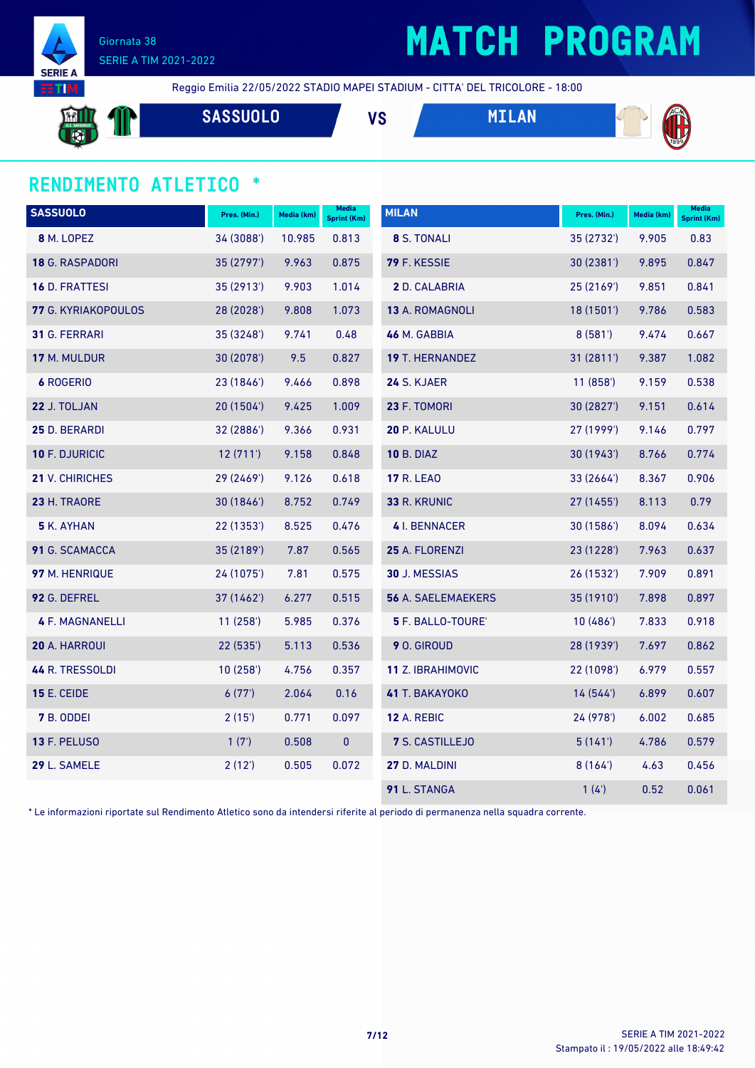# MATCH PROGRAM

Giornata 38
SERIE A TIM 2021-2022

Reggio Emilia 22/05/2022 STADIO MAPEI STADIUM - CITTA' DEL TRICOLORE - 18:00

**SASSUOLO** VS **MILAN**

## RENDIMENTO ATLETICO *

| SASSUOLO | Pres. (Min.) | Media (km) | Media Sprint (Km) |
|---|---|---|---|
| **8** M. LOPEZ | 34 (3088') | 10.985 | 0.813 |
| **18** G. RASPADORI | 35 (2797') | 9.963 | 0.875 |
| **16** D. FRATTESI | 35 (2913') | 9.903 | 1.014 |
| **77** G. KYRIAKOPOULOS | 28 (2028') | 9.808 | 1.073 |
| **31** G. FERRARI | 35 (3248') | 9.741 | 0.48 |
| **17** M. MULDUR | 30 (2078') | 9.5 | 0.827 |
| **6** ROGERIO | 23 (1846') | 9.466 | 0.898 |
| **22** J. TOLJAN | 20 (1504') | 9.425 | 1.009 |
| **25** D. BERARDI | 32 (2886') | 9.366 | 0.931 |
| **10** F. DJURICIC | 12 (711') | 9.158 | 0.848 |
| **21** V. CHIRICHES | 29 (2469') | 9.126 | 0.618 |
| **23** H. TRAORE | 30 (1846') | 8.752 | 0.749 |
| **5** K. AYHAN | 22 (1353') | 8.525 | 0.476 |
| **91** G. SCAMACCA | 35 (2189') | 7.87 | 0.565 |
| **97** M. HENRIQUE | 24 (1075') | 7.81 | 0.575 |
| **92** G. DEFREL | 37 (1462') | 6.277 | 0.515 |
| **4** F. MAGNANELLI | 11 (258') | 5.985 | 0.376 |
| **20** A. HARROUI | 22 (535') | 5.113 | 0.536 |
| **44** R. TRESSOLDI | 10 (258') | 4.756 | 0.357 |
| **15** E. CEIDE | 6 (77') | 2.064 | 0.16 |
| **7** B. ODDEI | 2 (15') | 0.771 | 0.097 |
| **13** F. PELUSO | 1 (7') | 0.508 | 0 |
| **29** L. SAMELE | 2 (12') | 0.505 | 0.072 |

| MILAN | Pres. (Min.) | Media (km) | Media Sprint (Km) |
|---|---|---|---|
| **8** S. TONALI | 35 (2732') | 9.905 | 0.83 |
| **79** F. KESSIE | 30 (2381') | 9.895 | 0.847 |
| **2** D. CALABRIA | 25 (2169') | 9.851 | 0.841 |
| **13** A. ROMAGNOLI | 18 (1501') | 9.786 | 0.583 |
| **46** M. GABBIA | 8 (581') | 9.474 | 0.667 |
| **19** T. HERNANDEZ | 31 (2811') | 9.387 | 1.082 |
| **24** S. KJAER | 11 (858') | 9.159 | 0.538 |
| **23** F. TOMORI | 30 (2827') | 9.151 | 0.614 |
| **20** P. KALULU | 27 (1999') | 9.146 | 0.797 |
| **10** B. DIAZ | 30 (1943') | 8.766 | 0.774 |
| **17** R. LEAO | 33 (2664') | 8.367 | 0.906 |
| **33** R. KRUNIC | 27 (1455') | 8.113 | 0.79 |
| **4** I. BENNACER | 30 (1586') | 8.094 | 0.634 |
| **25** A. FLORENZI | 23 (1228') | 7.963 | 0.637 |
| **30** J. MESSIAS | 26 (1532') | 7.909 | 0.891 |
| **56** A. SAELEMAEKERS | 35 (1910') | 7.898 | 0.897 |
| **5** F. BALLO-TOURE' | 10 (486') | 7.833 | 0.918 |
| **9** O. GIROUD | 28 (1939') | 7.697 | 0.862 |
| **11** Z. IBRAHIMOVIC | 22 (1098') | 6.979 | 0.557 |
| **41** T. BAKAYOKO | 14 (544') | 6.899 | 0.607 |
| **12** A. REBIC | 24 (978') | 6.002 | 0.685 |
| **7** S. CASTILLEJO | 5 (141') | 4.786 | 0.579 |
| **27** D. MALDINI | 8 (164') | 4.63 | 0.456 |
| **91** L. STANGA | 1 (4') | 0.52 | 0.061 |

* Le informazioni riportate sul Rendimento Atletico sono da intendersi riferite al periodo di permanenza nella squadra corrente.

Stampato il : 19/05/2022 alle 18:49:42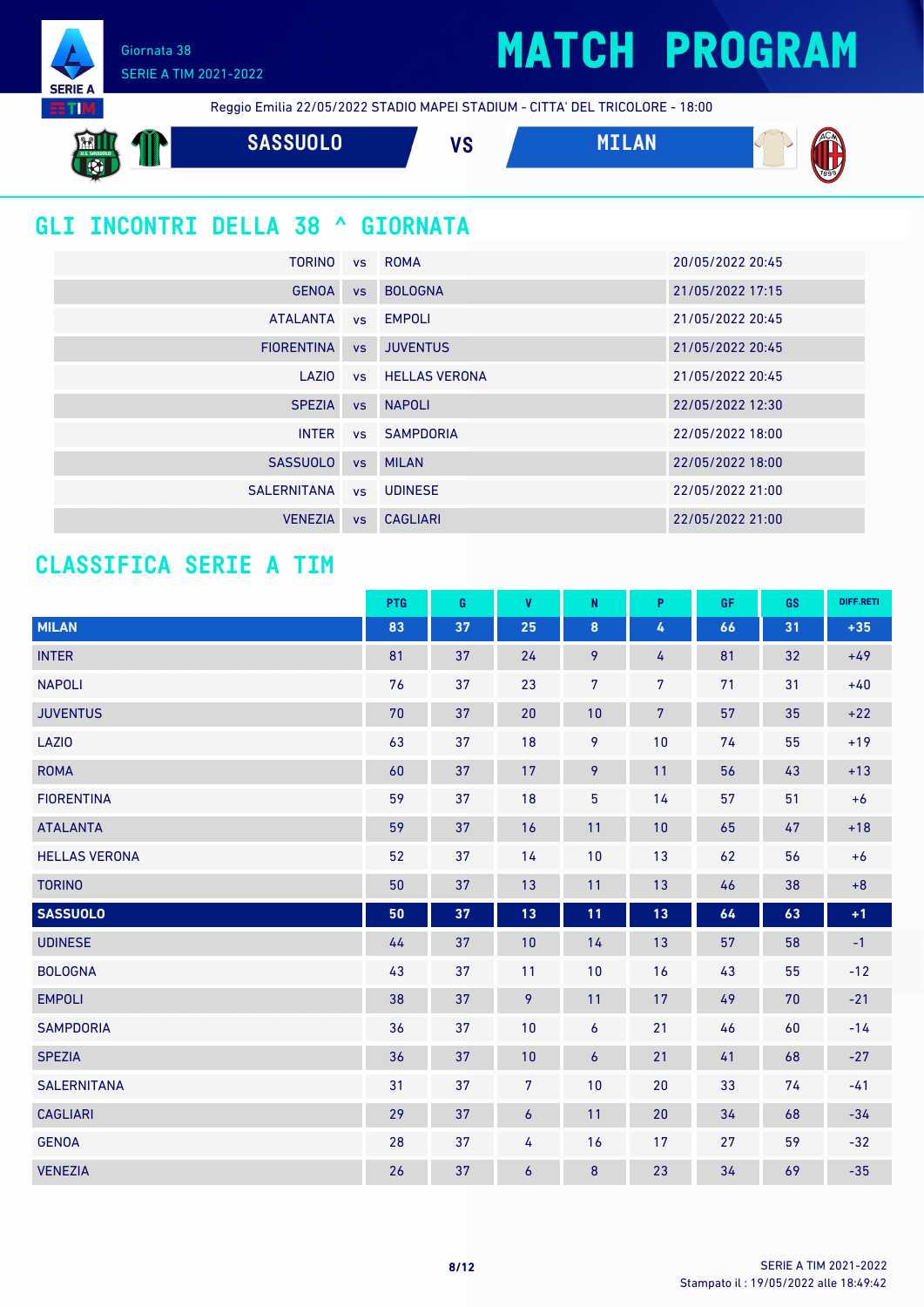Giornata 38
SERIE A TIM 2021-2022

# MATCH PROGRAM

Reggio Emilia 22/05/2022 STADIO MAPEI STADIUM - CITTA' DEL TRICOLORE - 18:00

**SASSUOLO** VS **MILAN**

## GLI INCONTRI DELLA 38 ^ GIORNATA

| | | | |
|---|---|---|---|
| TORINO | vs | ROMA | 20/05/2022 20:45 |
| GENOA | vs | BOLOGNA | 21/05/2022 17:15 |
| ATALANTA | vs | EMPOLI | 21/05/2022 20:45 |
| FIORENTINA | vs | JUVENTUS | 21/05/2022 20:45 |
| LAZIO | vs | HELLAS VERONA | 21/05/2022 20:45 |
| SPEZIA | vs | NAPOLI | 22/05/2022 12:30 |
| INTER | vs | SAMPDORIA | 22/05/2022 18:00 |
| SASSUOLO | vs | MILAN | 22/05/2022 18:00 |
| SALERNITANA | vs | UDINESE | 22/05/2022 21:00 |
| VENEZIA | vs | CAGLIARI | 22/05/2022 21:00 |

## CLASSIFICA SERIE A TIM

| | PTG | G | V | N | P | GF | GS | DIFF.RETI |
|---|---|---|---|---|---|---|---|---|
| **MILAN** | **83** | **37** | **25** | **8** | **4** | **66** | **31** | **+35** |
| INTER | 81 | 37 | 24 | 9 | 4 | 81 | 32 | +49 |
| NAPOLI | 76 | 37 | 23 | 7 | 7 | 71 | 31 | +40 |
| JUVENTUS | 70 | 37 | 20 | 10 | 7 | 57 | 35 | +22 |
| LAZIO | 63 | 37 | 18 | 9 | 10 | 74 | 55 | +19 |
| ROMA | 60 | 37 | 17 | 9 | 11 | 56 | 43 | +13 |
| FIORENTINA | 59 | 37 | 18 | 5 | 14 | 57 | 51 | +6 |
| ATALANTA | 59 | 37 | 16 | 11 | 10 | 65 | 47 | +18 |
| HELLAS VERONA | 52 | 37 | 14 | 10 | 13 | 62 | 56 | +6 |
| TORINO | 50 | 37 | 13 | 11 | 13 | 46 | 38 | +8 |
| **SASSUOLO** | **50** | **37** | **13** | **11** | **13** | **64** | **63** | **+1** |
| UDINESE | 44 | 37 | 10 | 14 | 13 | 57 | 58 | -1 |
| BOLOGNA | 43 | 37 | 11 | 10 | 16 | 43 | 55 | -12 |
| EMPOLI | 38 | 37 | 9 | 11 | 17 | 49 | 70 | -21 |
| SAMPDORIA | 36 | 37 | 10 | 6 | 21 | 46 | 60 | -14 |
| SPEZIA | 36 | 37 | 10 | 6 | 21 | 41 | 68 | -27 |
| SALERNITANA | 31 | 37 | 7 | 10 | 20 | 33 | 74 | -41 |
| CAGLIARI | 29 | 37 | 6 | 11 | 20 | 34 | 68 | -34 |
| GENOA | 28 | 37 | 4 | 16 | 17 | 27 | 59 | -32 |
| VENEZIA | 26 | 37 | 6 | 8 | 23 | 34 | 69 | -35 |

Stampato il : 19/05/2022 alle 18:49:42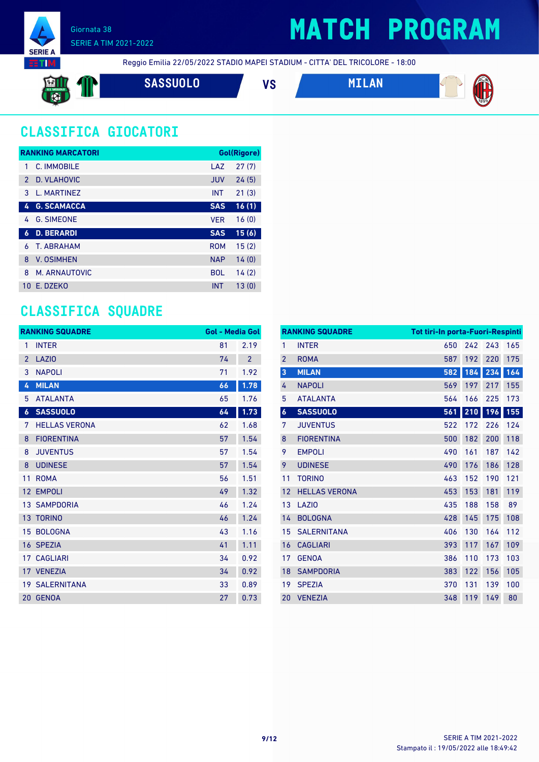Giornata 38

SERIE A TIM 2021-2022

# MATCH PROGRAM

Reggio Emilia 22/05/2022 STADIO MAPEI STADIUM - CITTA' DEL TRICOLORE - 18:00

**SASSUOLO** VS **MILAN**

## CLASSIFICA GIOCATORI

| RANKING MARCATORI | | | Gol(Rigore) |
|---|---|---|---|
| 1 | C. IMMOBILE | LAZ | 27 (7) |
| 2 | D. VLAHOVIC | JUV | 24 (5) |
| 3 | L. MARTINEZ | INT | 21 (3) |
| **4** | **G. SCAMACCA** | **SAS** | **16 (1)** |
| 4 | G. SIMEONE | VER | 16 (0) |
| **6** | **D. BERARDI** | **SAS** | **15 (6)** |
| 6 | T. ABRAHAM | ROM | 15 (2) |
| 8 | V. OSIMHEN | NAP | 14 (0) |
| 8 | M. ARNAUTOVIC | BOL | 14 (2) |
| 10 | E. DZEKO | INT | 13 (0) |

## CLASSIFICA SQUADRE

| RANKING SQUADRE | | Gol | Media Gol |
|---|---|---|---|
| 1 | INTER | 81 | 2.19 |
| 2 | LAZIO | 74 | 2 |
| 3 | NAPOLI | 71 | 1.92 |
| **4** | **MILAN** | **66** | **1.78** |
| 5 | ATALANTA | 65 | 1.76 |
| **6** | **SASSUOLO** | **64** | **1.73** |
| 7 | HELLAS VERONA | 62 | 1.68 |
| 8 | FIORENTINA | 57 | 1.54 |
| 8 | JUVENTUS | 57 | 1.54 |
| 8 | UDINESE | 57 | 1.54 |
| 11 | ROMA | 56 | 1.51 |
| 12 | EMPOLI | 49 | 1.32 |
| 13 | SAMPDORIA | 46 | 1.24 |
| 13 | TORINO | 46 | 1.24 |
| 15 | BOLOGNA | 43 | 1.16 |
| 16 | SPEZIA | 41 | 1.11 |
| 17 | CAGLIARI | 34 | 0.92 |
| 17 | VENEZIA | 34 | 0.92 |
| 19 | SALERNITANA | 33 | 0.89 |
| 20 | GENOA | 27 | 0.73 |

| RANKING SQUADRE | | Tot tiri | In porta | Fuori | Respinti |
|---|---|---|---|---|---|
| 1 | INTER | 650 | 242 | 243 | 165 |
| 2 | ROMA | 587 | 192 | 220 | 175 |
| **3** | **MILAN** | **582** | **184** | **234** | **164** |
| 4 | NAPOLI | 569 | 197 | 217 | 155 |
| 5 | ATALANTA | 564 | 166 | 225 | 173 |
| **6** | **SASSUOLO** | **561** | **210** | **196** | **155** |
| 7 | JUVENTUS | 522 | 172 | 226 | 124 |
| 8 | FIORENTINA | 500 | 182 | 200 | 118 |
| 9 | EMPOLI | 490 | 161 | 187 | 142 |
| 9 | UDINESE | 490 | 176 | 186 | 128 |
| 11 | TORINO | 463 | 152 | 190 | 121 |
| 12 | HELLAS VERONA | 453 | 153 | 181 | 119 |
| 13 | LAZIO | 435 | 188 | 158 | 89 |
| 14 | BOLOGNA | 428 | 145 | 175 | 108 |
| 15 | SALERNITANA | 406 | 130 | 164 | 112 |
| 16 | CAGLIARI | 393 | 117 | 167 | 109 |
| 17 | GENOA | 386 | 110 | 173 | 103 |
| 18 | SAMPDORIA | 383 | 122 | 156 | 105 |
| 19 | SPEZIA | 370 | 131 | 139 | 100 |
| 20 | VENEZIA | 348 | 119 | 149 | 80 |

SERIE A TIM 2021-2022
Stampato il : 19/05/2022 alle 18:49:42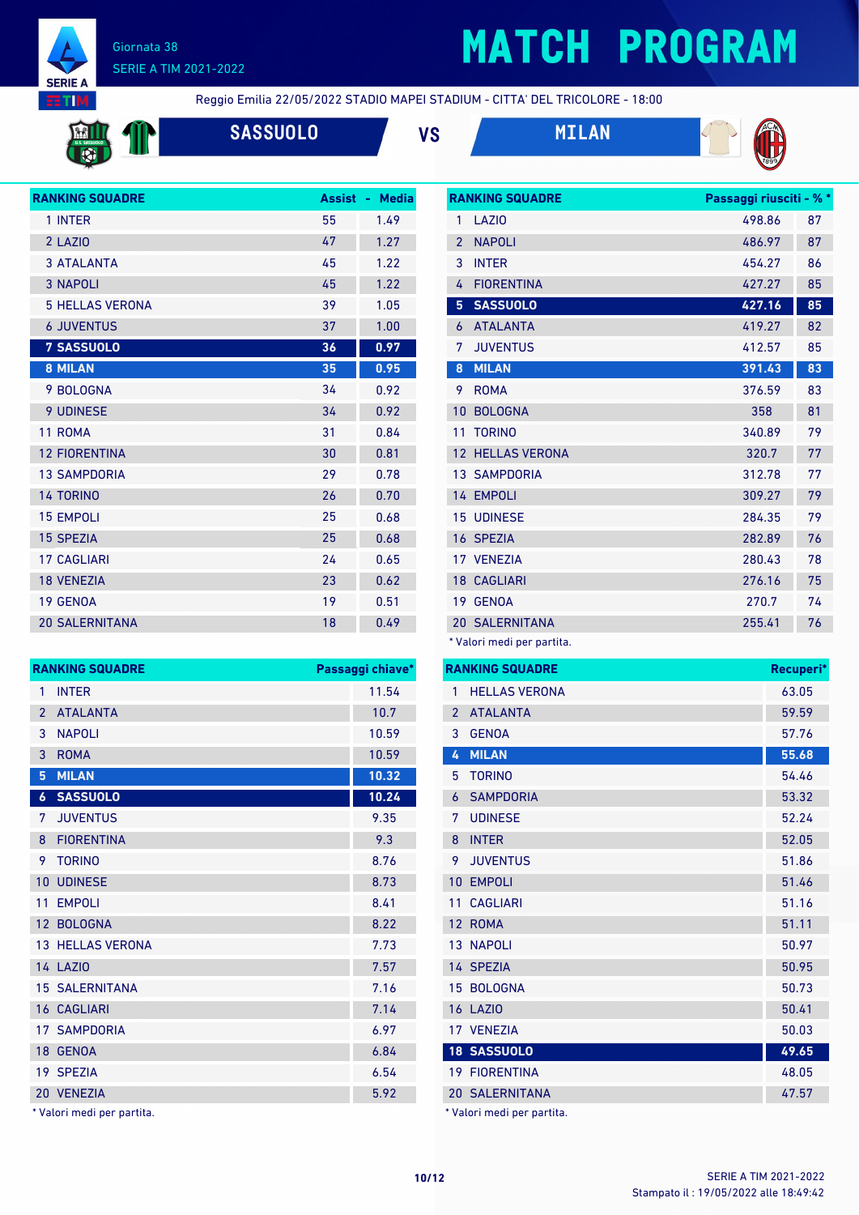# MATCH PROGRAM

Giornata 38
SERIE A TIM 2021-2022

Reggio Emilia 22/05/2022 STADIO MAPEI STADIUM - CITTA' DEL TRICOLORE - 18:00

**SASSUOLO** VS **MILAN**

| RANKING SQUADRE | Assist | Media |
|---|---|---|
| 1 INTER | 55 | 1.49 |
| 2 LAZIO | 47 | 1.27 |
| 3 ATALANTA | 45 | 1.22 |
| 3 NAPOLI | 45 | 1.22 |
| 5 HELLAS VERONA | 39 | 1.05 |
| 6 JUVENTUS | 37 | 1.00 |
| **7 SASSUOLO** | **36** | **0.97** |
| **8 MILAN** | **35** | **0.95** |
| 9 BOLOGNA | 34 | 0.92 |
| 9 UDINESE | 34 | 0.92 |
| 11 ROMA | 31 | 0.84 |
| 12 FIORENTINA | 30 | 0.81 |
| 13 SAMPDORIA | 29 | 0.78 |
| 14 TORINO | 26 | 0.70 |
| 15 EMPOLI | 25 | 0.68 |
| 15 SPEZIA | 25 | 0.68 |
| 17 CAGLIARI | 24 | 0.65 |
| 18 VENEZIA | 23 | 0.62 |
| 19 GENOA | 19 | 0.51 |
| 20 SALERNITANA | 18 | 0.49 |

| RANKING SQUADRE | Passaggi riusciti* | %* |
|---|---|---|
| 1 LAZIO | 498.86 | 87 |
| 2 NAPOLI | 486.97 | 87 |
| 3 INTER | 454.27 | 86 |
| 4 FIORENTINA | 427.27 | 85 |
| **5 SASSUOLO** | **427.16** | **85** |
| 6 ATALANTA | 419.27 | 82 |
| 7 JUVENTUS | 412.57 | 85 |
| **8 MILAN** | **391.43** | **83** |
| 9 ROMA | 376.59 | 83 |
| 10 BOLOGNA | 358 | 81 |
| 11 TORINO | 340.89 | 79 |
| 12 HELLAS VERONA | 320.7 | 77 |
| 13 SAMPDORIA | 312.78 | 77 |
| 14 EMPOLI | 309.27 | 79 |
| 15 UDINESE | 284.35 | 79 |
| 16 SPEZIA | 282.89 | 76 |
| 17 VENEZIA | 280.43 | 78 |
| 18 CAGLIARI | 276.16 | 75 |
| 19 GENOA | 270.7 | 74 |
| 20 SALERNITANA | 255.41 | 76 |

* Valori medi per partita.

| RANKING SQUADRE | Passaggi chiave* |
|---|---|
| 1 INTER | 11.54 |
| 2 ATALANTA | 10.7 |
| 3 NAPOLI | 10.59 |
| 3 ROMA | 10.59 |
| **5 MILAN** | **10.32** |
| **6 SASSUOLO** | **10.24** |
| 7 JUVENTUS | 9.35 |
| 8 FIORENTINA | 9.3 |
| 9 TORINO | 8.76 |
| 10 UDINESE | 8.73 |
| 11 EMPOLI | 8.41 |
| 12 BOLOGNA | 8.22 |
| 13 HELLAS VERONA | 7.73 |
| 14 LAZIO | 7.57 |
| 15 SALERNITANA | 7.16 |
| 16 CAGLIARI | 7.14 |
| 17 SAMPDORIA | 6.97 |
| 18 GENOA | 6.84 |
| 19 SPEZIA | 6.54 |
| 20 VENEZIA | 5.92 |

* Valori medi per partita.

| RANKING SQUADRE | Recuperi* |
|---|---|
| 1 HELLAS VERONA | 63.05 |
| 2 ATALANTA | 59.59 |
| 3 GENOA | 57.76 |
| **4 MILAN** | **55.68** |
| 5 TORINO | 54.46 |
| 6 SAMPDORIA | 53.32 |
| 7 UDINESE | 52.24 |
| 8 INTER | 52.05 |
| 9 JUVENTUS | 51.86 |
| 10 EMPOLI | 51.46 |
| 11 CAGLIARI | 51.16 |
| 12 ROMA | 51.11 |
| 13 NAPOLI | 50.97 |
| 14 SPEZIA | 50.95 |
| 15 BOLOGNA | 50.73 |
| 16 LAZIO | 50.41 |
| 17 VENEZIA | 50.03 |
| **18 SASSUOLO** | **49.65** |
| 19 FIORENTINA | 48.05 |
| 20 SALERNITANA | 47.57 |

* Valori medi per partita.

SERIE A TIM 2021-2022
Stampato il : 19/05/2022 alle 18:49:42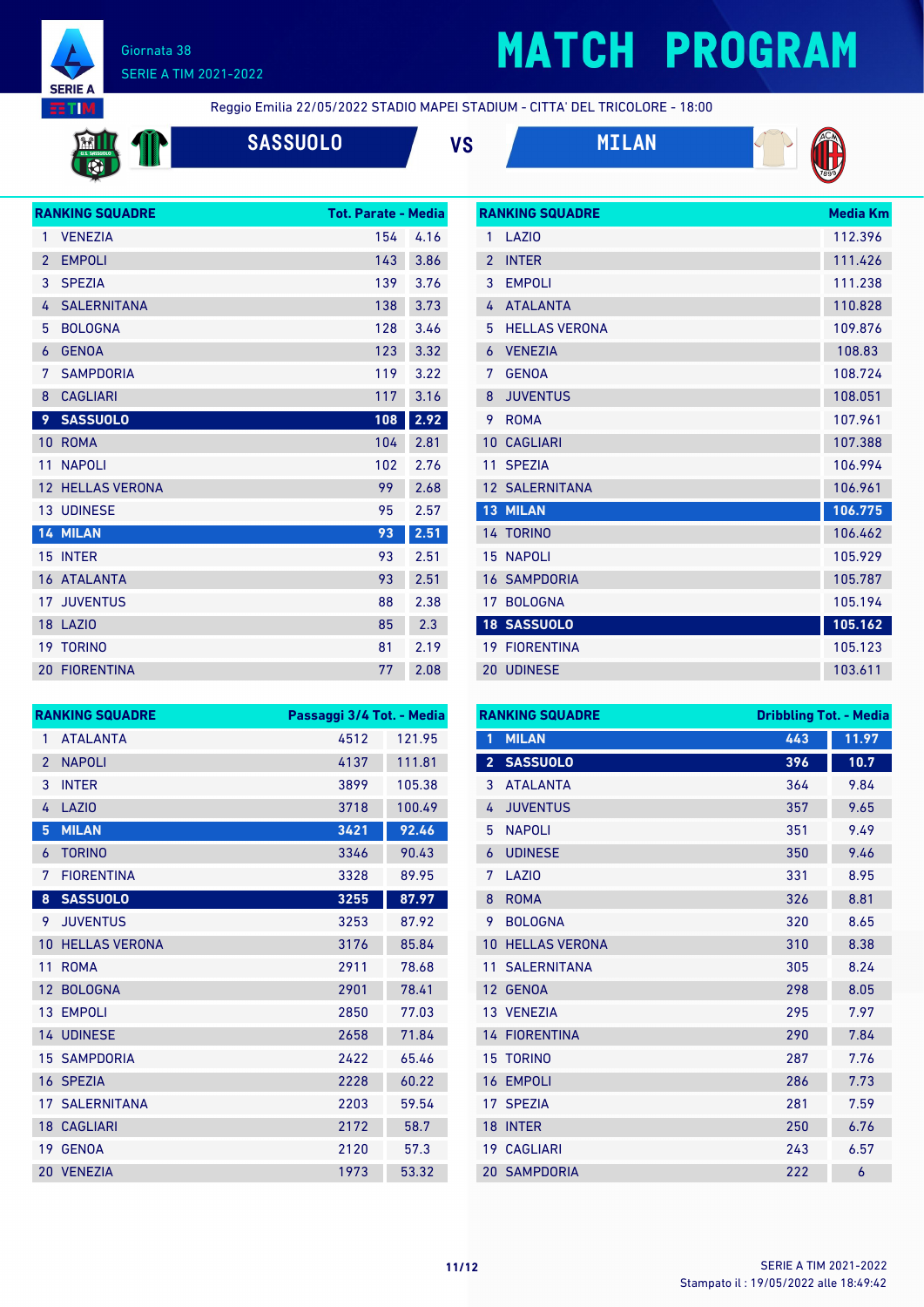Giornata 38

SERIE A TIM 2021-2022

# MATCH PROGRAM

Reggio Emilia 22/05/2022 STADIO MAPEI STADIUM - CITTA' DEL TRICOLORE - 18:00

**SASSUOLO** VS **MILAN**

| RANKING SQUADRE | | Tot. Parate | Media |
|---|---|---|---|
| 1 | VENEZIA | 154 | 4.16 |
| 2 | EMPOLI | 143 | 3.86 |
| 3 | SPEZIA | 139 | 3.76 |
| 4 | SALERNITANA | 138 | 3.73 |
| 5 | BOLOGNA | 128 | 3.46 |
| 6 | GENOA | 123 | 3.32 |
| 7 | SAMPDORIA | 119 | 3.22 |
| 8 | CAGLIARI | 117 | 3.16 |
| **9** | **SASSUOLO** | **108** | **2.92** |
| 10 | ROMA | 104 | 2.81 |
| 11 | NAPOLI | 102 | 2.76 |
| 12 | HELLAS VERONA | 99 | 2.68 |
| 13 | UDINESE | 95 | 2.57 |
| **14** | **MILAN** | **93** | **2.51** |
| 15 | INTER | 93 | 2.51 |
| 16 | ATALANTA | 93 | 2.51 |
| 17 | JUVENTUS | 88 | 2.38 |
| 18 | LAZIO | 85 | 2.3 |
| 19 | TORINO | 81 | 2.19 |
| 20 | FIORENTINA | 77 | 2.08 |

| RANKING SQUADRE | | Media Km |
|---|---|---|
| 1 | LAZIO | 112.396 |
| 2 | INTER | 111.426 |
| 3 | EMPOLI | 111.238 |
| 4 | ATALANTA | 110.828 |
| 5 | HELLAS VERONA | 109.876 |
| 6 | VENEZIA | 108.83 |
| 7 | GENOA | 108.724 |
| 8 | JUVENTUS | 108.051 |
| 9 | ROMA | 107.961 |
| 10 | CAGLIARI | 107.388 |
| 11 | SPEZIA | 106.994 |
| 12 | SALERNITANA | 106.961 |
| **13** | **MILAN** | **106.775** |
| 14 | TORINO | 106.462 |
| 15 | NAPOLI | 105.929 |
| 16 | SAMPDORIA | 105.787 |
| 17 | BOLOGNA | 105.194 |
| **18** | **SASSUOLO** | **105.162** |
| 19 | FIORENTINA | 105.123 |
| 20 | UDINESE | 103.611 |

| RANKING SQUADRE | | Passaggi 3/4 Tot. | Media |
|---|---|---|---|
| 1 | ATALANTA | 4512 | 121.95 |
| 2 | NAPOLI | 4137 | 111.81 |
| 3 | INTER | 3899 | 105.38 |
| 4 | LAZIO | 3718 | 100.49 |
| **5** | **MILAN** | **3421** | **92.46** |
| 6 | TORINO | 3346 | 90.43 |
| 7 | FIORENTINA | 3328 | 89.95 |
| **8** | **SASSUOLO** | **3255** | **87.97** |
| 9 | JUVENTUS | 3253 | 87.92 |
| 10 | HELLAS VERONA | 3176 | 85.84 |
| 11 | ROMA | 2911 | 78.68 |
| 12 | BOLOGNA | 2901 | 78.41 |
| 13 | EMPOLI | 2850 | 77.03 |
| 14 | UDINESE | 2658 | 71.84 |
| 15 | SAMPDORIA | 2422 | 65.46 |
| 16 | SPEZIA | 2228 | 60.22 |
| 17 | SALERNITANA | 2203 | 59.54 |
| 18 | CAGLIARI | 2172 | 58.7 |
| 19 | GENOA | 2120 | 57.3 |
| 20 | VENEZIA | 1973 | 53.32 |

| RANKING SQUADRE | | Dribbling Tot. | Media |
|---|---|---|---|
| **1** | **MILAN** | **443** | **11.97** |
| **2** | **SASSUOLO** | **396** | **10.7** |
| 3 | ATALANTA | 364 | 9.84 |
| 4 | JUVENTUS | 357 | 9.65 |
| 5 | NAPOLI | 351 | 9.49 |
| 6 | UDINESE | 350 | 9.46 |
| 7 | LAZIO | 331 | 8.95 |
| 8 | ROMA | 326 | 8.81 |
| 9 | BOLOGNA | 320 | 8.65 |
| 10 | HELLAS VERONA | 310 | 8.38 |
| 11 | SALERNITANA | 305 | 8.24 |
| 12 | GENOA | 298 | 8.05 |
| 13 | VENEZIA | 295 | 7.97 |
| 14 | FIORENTINA | 290 | 7.84 |
| 15 | TORINO | 287 | 7.76 |
| 16 | EMPOLI | 286 | 7.73 |
| 17 | SPEZIA | 281 | 7.59 |
| 18 | INTER | 250 | 6.76 |
| 19 | CAGLIARI | 243 | 6.57 |
| 20 | SAMPDORIA | 222 | 6 |

Stampato il : 19/05/2022 alle 18:49:42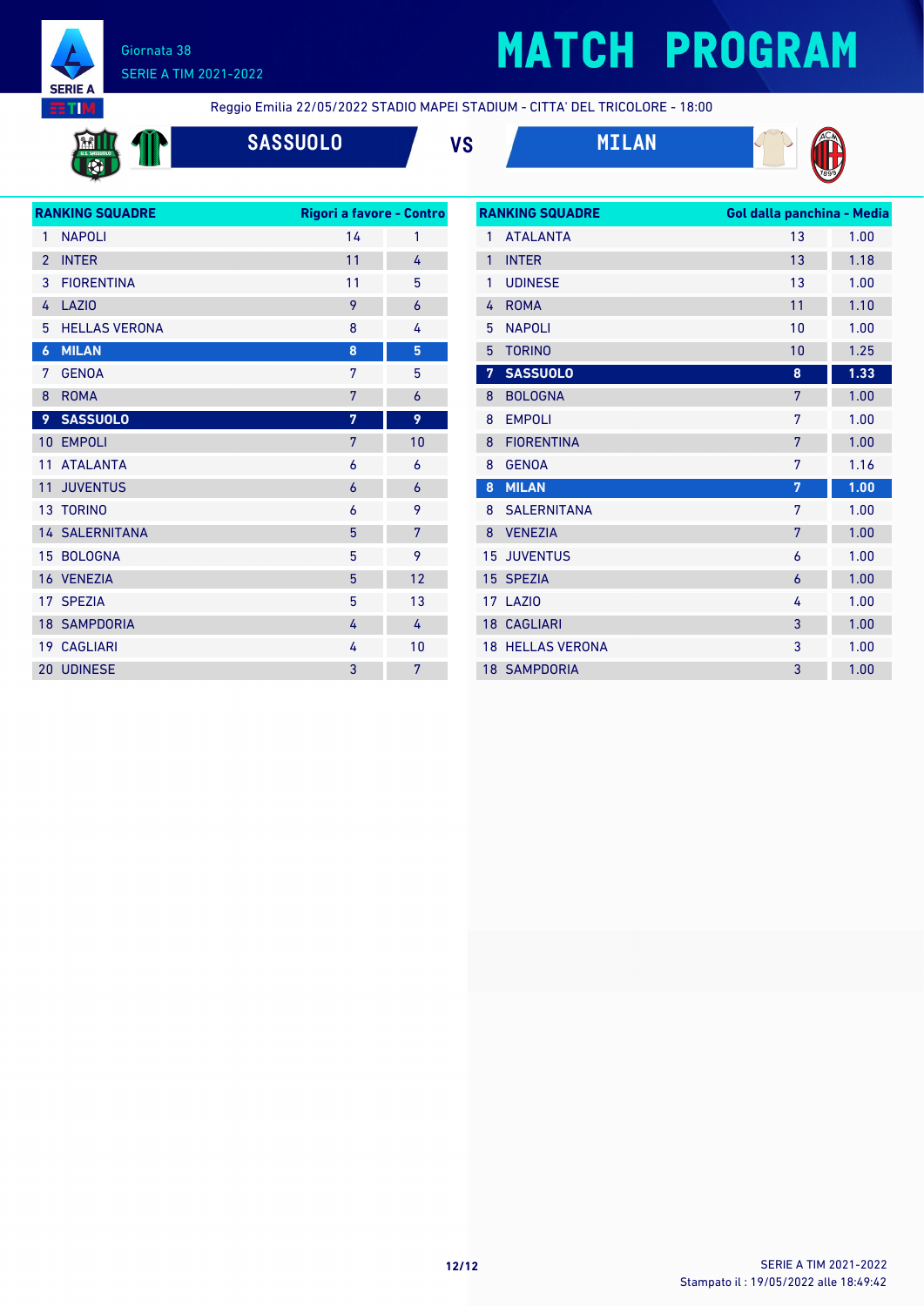# MATCH PROGRAM

Giornata 38

SERIE A TIM 2021-2022

Reggio Emilia 22/05/2022 STADIO MAPEI STADIUM - CITTA' DEL TRICOLORE - 18:00

## SASSUOLO VS MILAN

| RANKING SQUADRE | | Rigori a favore | Contro |
|---|---|---|---|
| 1 | NAPOLI | 14 | 1 |
| 2 | INTER | 11 | 4 |
| 3 | FIORENTINA | 11 | 5 |
| 4 | LAZIO | 9 | 6 |
| 5 | HELLAS VERONA | 8 | 4 |
| 6 | **MILAN** | **8** | **5** |
| 7 | GENOA | 7 | 5 |
| 8 | ROMA | 7 | 6 |
| 9 | **SASSUOLO** | **7** | **9** |
| 10 | EMPOLI | 7 | 10 |
| 11 | ATALANTA | 6 | 6 |
| 11 | JUVENTUS | 6 | 6 |
| 13 | TORINO | 6 | 9 |
| 14 | SALERNITANA | 5 | 7 |
| 15 | BOLOGNA | 5 | 9 |
| 16 | VENEZIA | 5 | 12 |
| 17 | SPEZIA | 5 | 13 |
| 18 | SAMPDORIA | 4 | 4 |
| 19 | CAGLIARI | 4 | 10 |
| 20 | UDINESE | 3 | 7 |

| RANKING SQUADRE | | Gol dalla panchina | Media |
|---|---|---|---|
| 1 | ATALANTA | 13 | 1.00 |
| 1 | INTER | 13 | 1.18 |
| 1 | UDINESE | 13 | 1.00 |
| 4 | ROMA | 11 | 1.10 |
| 5 | NAPOLI | 10 | 1.00 |
| 5 | TORINO | 10 | 1.25 |
| 7 | **SASSUOLO** | **8** | **1.33** |
| 8 | BOLOGNA | 7 | 1.00 |
| 8 | EMPOLI | 7 | 1.00 |
| 8 | FIORENTINA | 7 | 1.00 |
| 8 | GENOA | 7 | 1.16 |
| 8 | **MILAN** | **7** | **1.00** |
| 8 | SALERNITANA | 7 | 1.00 |
| 8 | VENEZIA | 7 | 1.00 |
| 15 | JUVENTUS | 6 | 1.00 |
| 15 | SPEZIA | 6 | 1.00 |
| 17 | LAZIO | 4 | 1.00 |
| 18 | CAGLIARI | 3 | 1.00 |
| 18 | HELLAS VERONA | 3 | 1.00 |
| 18 | SAMPDORIA | 3 | 1.00 |

Stampato il : 19/05/2022 alle 18:49:42